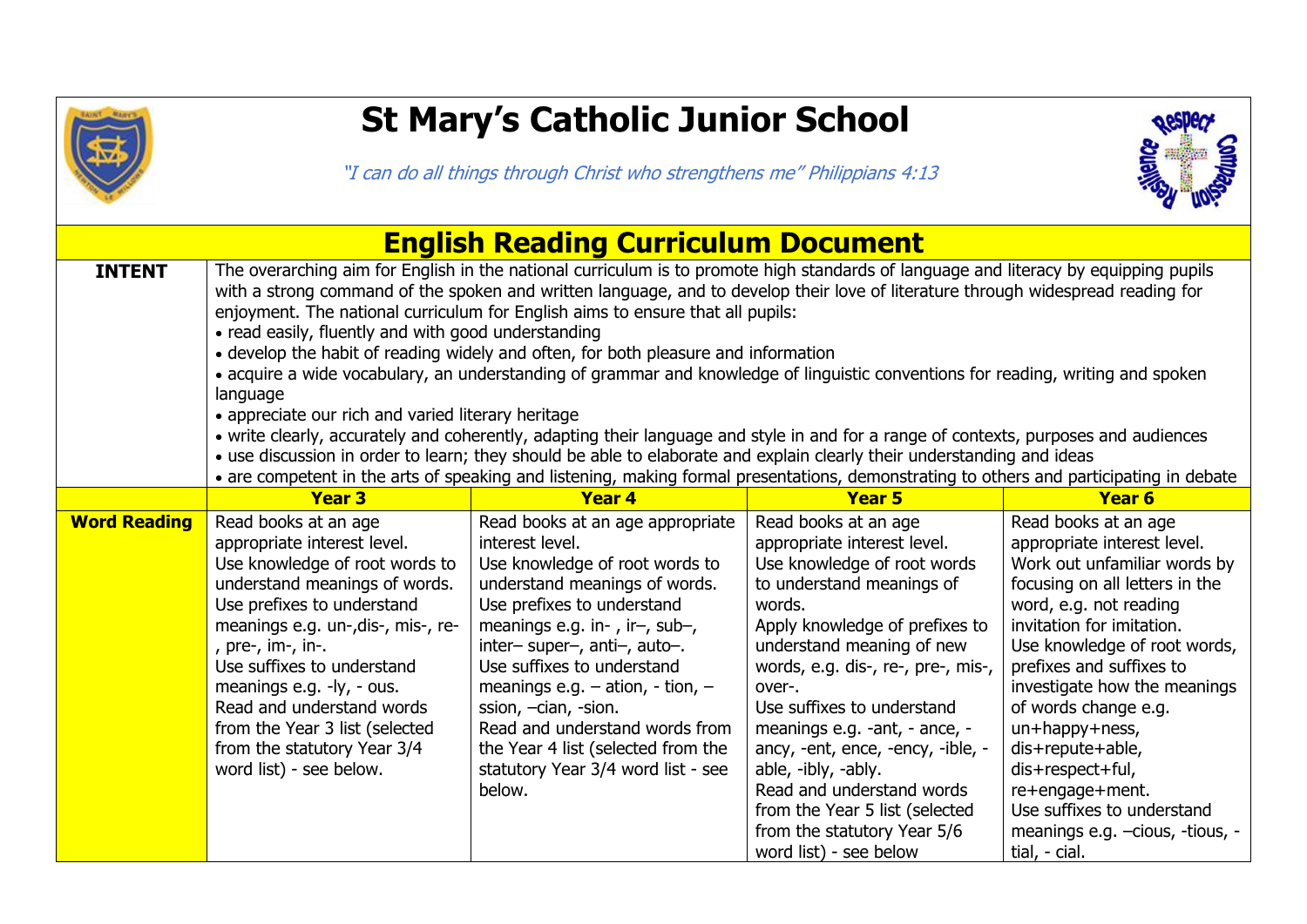# St Mary's Catholic Junior School

*"I can do all things through Christ who strengthens me" Philippians 4:13*

## English Reading Curriculum Document

| | | | | |
|---|---|---|---|---|
| **INTENT** | The overarching aim for English in the national curriculum is to promote high standards of language and literacy by equipping pupils with a strong command of the spoken and written language, and to develop their love of literature through widespread reading for enjoyment. The national curriculum for English aims to ensure that all pupils:<br>• read easily, fluently and with good understanding<br>• develop the habit of reading widely and often, for both pleasure and information<br>• acquire a wide vocabulary, an understanding of grammar and knowledge of linguistic conventions for reading, writing and spoken language<br>• appreciate our rich and varied literary heritage<br>• write clearly, accurately and coherently, adapting their language and style in and for a range of contexts, purposes and audiences<br>• use discussion in order to learn; they should be able to elaborate and explain clearly their understanding and ideas<br>• are competent in the arts of speaking and listening, making formal presentations, demonstrating to others and participating in debate | | | |
| | **Year 3** | **Year 4** | **Year 5** | **Year 6** |
| **Word Reading** | Read books at an age appropriate interest level.<br>Use knowledge of root words to understand meanings of words.<br>Use prefixes to understand meanings e.g. un-,dis-, mis-, re-, pre-, im-, in-.<br>Use suffixes to understand meanings e.g. -ly, - ous.<br>Read and understand words from the Year 3 list (selected from the statutory Year 3/4 word list) - see below. | Read books at an age appropriate interest level.<br>Use knowledge of root words to understand meanings of words.<br>Use prefixes to understand meanings e.g. in- , ir–, sub–, inter– super–, anti–, auto–.<br>Use suffixes to understand meanings e.g. – ation, - tion, –ssion, –cian, -sion.<br>Read and understand words from the Year 4 list (selected from the statutory Year 3/4 word list - see below. | Read books at an age appropriate interest level.<br>Use knowledge of root words to understand meanings of words.<br>Apply knowledge of prefixes to understand meaning of new words, e.g. dis-, re-, pre-, mis-, over-.<br>Use suffixes to understand meanings e.g. -ant, - ance, -ancy, -ent, ence, -ency, -ible, -able, -ibly, -ably.<br>Read and understand words from the Year 5 list (selected from the statutory Year 5/6 word list) - see below | Read books at an age appropriate interest level.<br>Work out unfamiliar words by focusing on all letters in the word, e.g. not reading invitation for imitation.<br>Use knowledge of root words, prefixes and suffixes to investigate how the meanings of words change e.g. un+happy+ness, dis+repute+able, dis+respect+ful, re+engage+ment.<br>Use suffixes to understand meanings e.g. –cious, -tious, -tial, - cial. |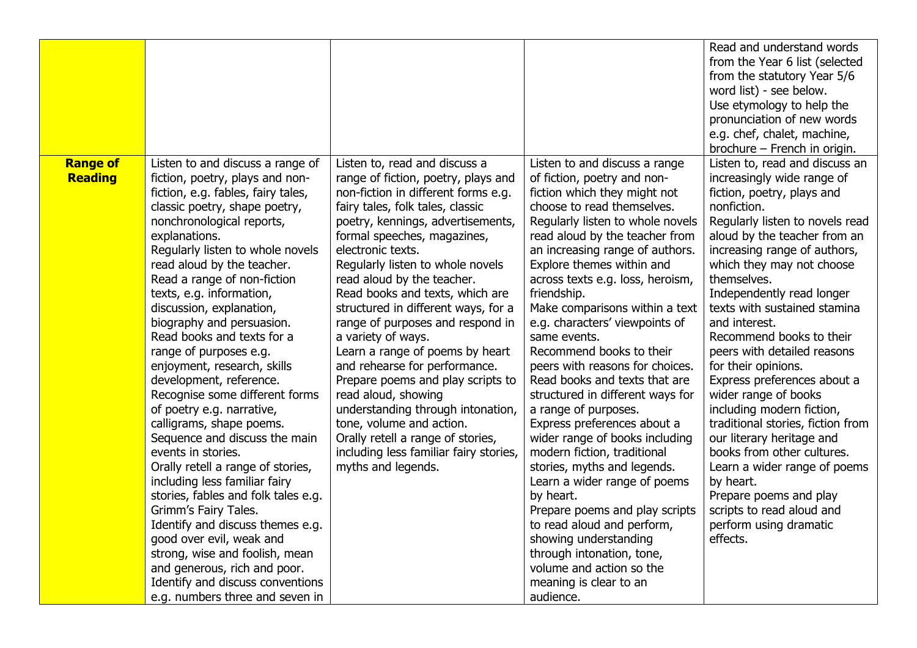| | | | | |
|---|---|---|---|---|
| | | | | Read and understand words from the Year 6 list (selected from the statutory Year 5/6 word list) - see below.<br>Use etymology to help the pronunciation of new words e.g. chef, chalet, machine, brochure – French in origin. |
| **Range of Reading** | Listen to and discuss a range of fiction, poetry, plays and non-fiction, e.g. fables, fairy tales, classic poetry, shape poetry, nonchronological reports, explanations.<br>Regularly listen to whole novels read aloud by the teacher.<br>Read a range of non-fiction texts, e.g. information, discussion, explanation, biography and persuasion.<br>Read books and texts for a range of purposes e.g. enjoyment, research, skills development, reference.<br>Recognise some different forms of poetry e.g. narrative, calligrams, shape poems.<br>Sequence and discuss the main events in stories.<br>Orally retell a range of stories, including less familiar fairy stories, fables and folk tales e.g. Grimm's Fairy Tales.<br>Identify and discuss themes e.g. good over evil, weak and strong, wise and foolish, mean and generous, rich and poor.<br>Identify and discuss conventions e.g. numbers three and seven in | Listen to, read and discuss a range of fiction, poetry, plays and non-fiction in different forms e.g. fairy tales, folk tales, classic poetry, kennings, advertisements, formal speeches, magazines, electronic texts.<br>Regularly listen to whole novels read aloud by the teacher.<br>Read books and texts, which are structured in different ways, for a range of purposes and respond in a variety of ways.<br>Learn a range of poems by heart and rehearse for performance.<br>Prepare poems and play scripts to read aloud, showing understanding through intonation, tone, volume and action.<br>Orally retell a range of stories, including less familiar fairy stories, myths and legends. | Listen to and discuss a range of fiction, poetry and non-fiction which they might not choose to read themselves.<br>Regularly listen to whole novels read aloud by the teacher from an increasing range of authors.<br>Explore themes within and across texts e.g. loss, heroism, friendship.<br>Make comparisons within a text e.g. characters' viewpoints of same events.<br>Recommend books to their peers with reasons for choices.<br>Read books and texts that are structured in different ways for a range of purposes.<br>Express preferences about a wider range of books including modern fiction, traditional stories, myths and legends.<br>Learn a wider range of poems by heart.<br>Prepare poems and play scripts to read aloud and perform, showing understanding through intonation, tone, volume and action so the meaning is clear to an audience. | Listen to, read and discuss an increasingly wide range of fiction, poetry, plays and nonfiction.<br>Regularly listen to novels read aloud by the teacher from an increasing range of authors, which they may not choose themselves.<br>Independently read longer texts with sustained stamina and interest.<br>Recommend books to their peers with detailed reasons for their opinions.<br>Express preferences about a wider range of books including modern fiction, traditional stories, fiction from our literary heritage and books from other cultures.<br>Learn a wider range of poems by heart.<br>Prepare poems and play scripts to read aloud and perform using dramatic effects. |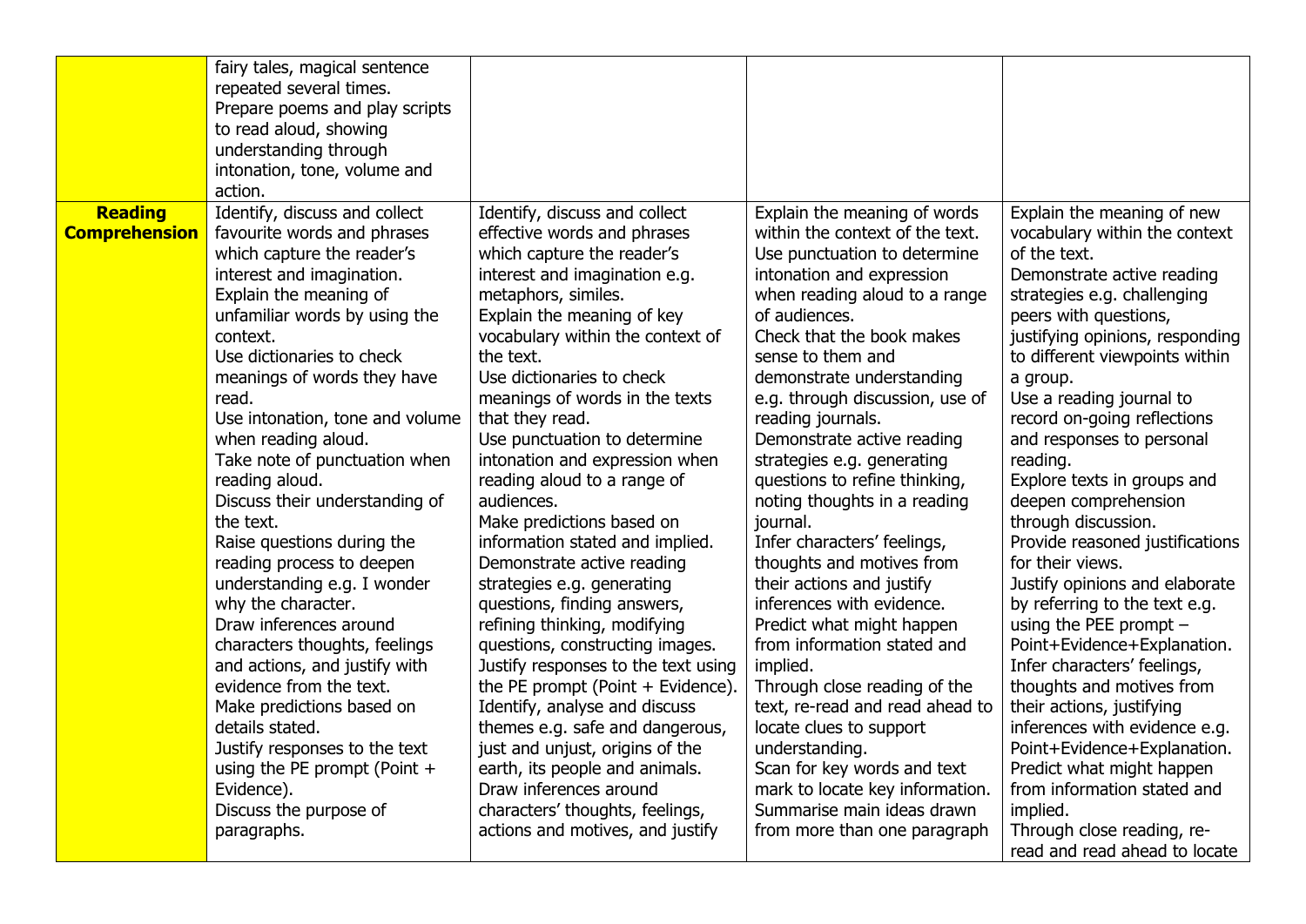| | | | | |
|---|---|---|---|---|
| | fairy tales, magical sentence repeated several times.<br>Prepare poems and play scripts to read aloud, showing understanding through intonation, tone, volume and action. | | | |
| **Reading Comprehension** | Identify, discuss and collect favourite words and phrases which capture the reader's interest and imagination.<br>Explain the meaning of unfamiliar words by using the context.<br>Use dictionaries to check meanings of words they have read.<br>Use intonation, tone and volume when reading aloud.<br>Take note of punctuation when reading aloud.<br>Discuss their understanding of the text.<br>Raise questions during the reading process to deepen understanding e.g. I wonder why the character.<br>Draw inferences around characters thoughts, feelings and actions, and justify with evidence from the text.<br>Make predictions based on details stated.<br>Justify responses to the text using the PE prompt (Point + Evidence).<br>Discuss the purpose of paragraphs. | Identify, discuss and collect effective words and phrases which capture the reader's interest and imagination e.g. metaphors, similes.<br>Explain the meaning of key vocabulary within the context of the text.<br>Use dictionaries to check meanings of words in the texts that they read.<br>Use punctuation to determine intonation and expression when reading aloud to a range of audiences.<br>Make predictions based on information stated and implied.<br>Demonstrate active reading strategies e.g. generating questions, finding answers, refining thinking, modifying questions, constructing images.<br>Justify responses to the text using the PE prompt (Point + Evidence).<br>Identify, analyse and discuss themes e.g. safe and dangerous, just and unjust, origins of the earth, its people and animals.<br>Draw inferences around characters' thoughts, feelings, actions and motives, and justify | Explain the meaning of words within the context of the text.<br>Use punctuation to determine intonation and expression when reading aloud to a range of audiences.<br>Check that the book makes sense to them and demonstrate understanding e.g. through discussion, use of reading journals.<br>Demonstrate active reading strategies e.g. generating questions to refine thinking, noting thoughts in a reading journal.<br>Infer characters' feelings, thoughts and motives from their actions and justify inferences with evidence.<br>Predict what might happen from information stated and implied.<br>Through close reading of the text, re-read and read ahead to locate clues to support understanding.<br>Scan for key words and text mark to locate key information.<br>Summarise main ideas drawn from more than one paragraph | Explain the meaning of new vocabulary within the context of the text.<br>Demonstrate active reading strategies e.g. challenging peers with questions, justifying opinions, responding to different viewpoints within a group.<br>Use a reading journal to record on-going reflections and responses to personal reading.<br>Explore texts in groups and deepen comprehension through discussion.<br>Provide reasoned justifications for their views.<br>Justify opinions and elaborate by referring to the text e.g. using the PEE prompt – Point+Evidence+Explanation.<br>Infer characters' feelings, thoughts and motives from their actions, justifying inferences with evidence e.g. Point+Evidence+Explanation.<br>Predict what might happen from information stated and implied.<br>Through close reading, re-read and read ahead to locate |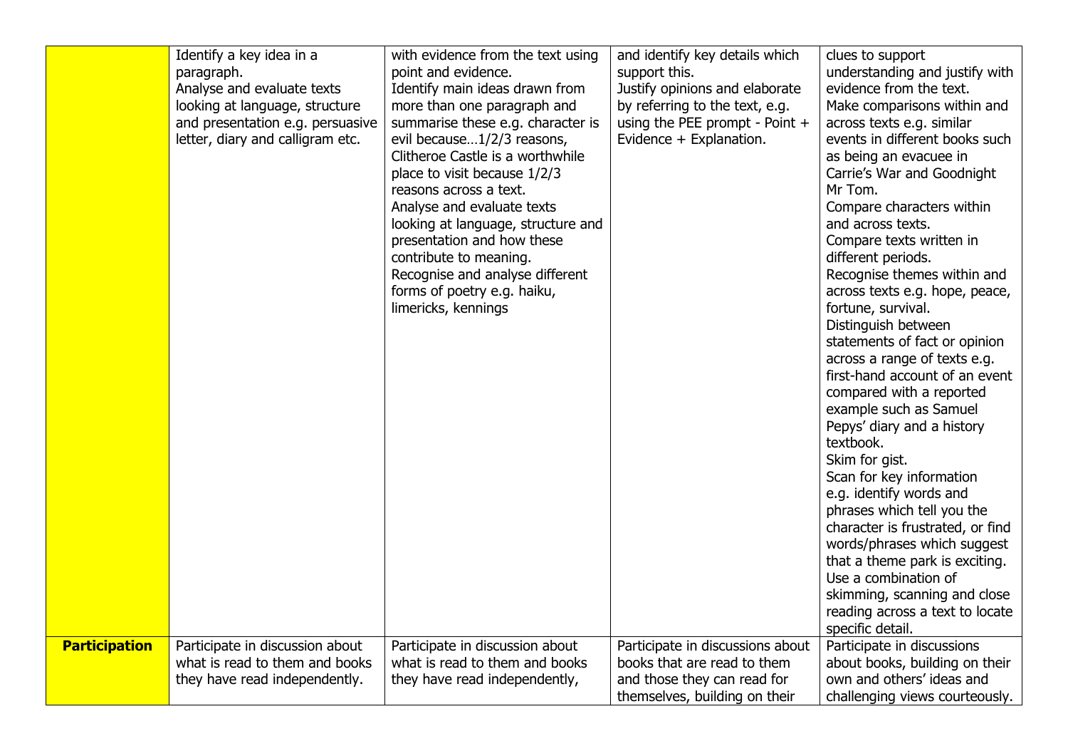| | | | | |
|---|---|---|---|---|
| | Identify a key idea in a paragraph.<br>Analyse and evaluate texts looking at language, structure and presentation e.g. persuasive letter, diary and calligram etc. | with evidence from the text using point and evidence.<br>Identify main ideas drawn from more than one paragraph and summarise these e.g. character is evil because…1/2/3 reasons, Clitheroe Castle is a worthwhile place to visit because 1/2/3 reasons across a text.<br>Analyse and evaluate texts looking at language, structure and presentation and how these contribute to meaning.<br>Recognise and analyse different forms of poetry e.g. haiku, limericks, kennings | and identify key details which support this.<br>Justify opinions and elaborate by referring to the text, e.g. using the PEE prompt - Point + Evidence + Explanation. | clues to support understanding and justify with evidence from the text.<br>Make comparisons within and across texts e.g. similar events in different books such as being an evacuee in Carrie's War and Goodnight Mr Tom.<br>Compare characters within and across texts.<br>Compare texts written in different periods.<br>Recognise themes within and across texts e.g. hope, peace, fortune, survival.<br>Distinguish between statements of fact or opinion across a range of texts e.g. first-hand account of an event compared with a reported example such as Samuel Pepys' diary and a history textbook.<br>Skim for gist.<br>Scan for key information e.g. identify words and phrases which tell you the character is frustrated, or find words/phrases which suggest that a theme park is exciting.<br>Use a combination of skimming, scanning and close reading across a text to locate specific detail. |
| **Participation** | Participate in discussion about what is read to them and books they have read independently. | Participate in discussion about what is read to them and books they have read independently, | Participate in discussions about books that are read to them and those they can read for themselves, building on their | Participate in discussions about books, building on their own and others' ideas and challenging views courteously. |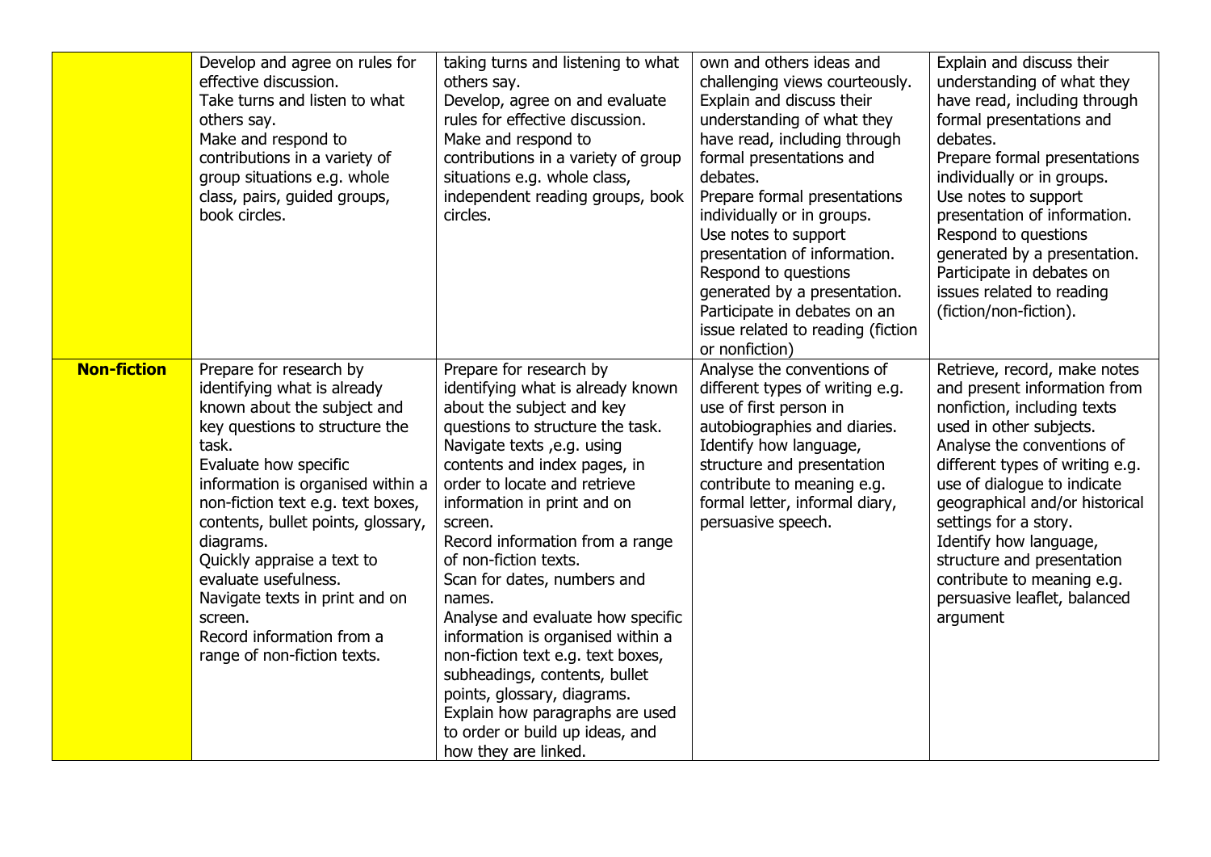| | | | | |
|---|---|---|---|---|
| | Develop and agree on rules for effective discussion.<br>Take turns and listen to what others say.<br>Make and respond to contributions in a variety of group situations e.g. whole class, pairs, guided groups, book circles. | taking turns and listening to what others say.<br>Develop, agree on and evaluate rules for effective discussion.<br>Make and respond to contributions in a variety of group situations e.g. whole class, independent reading groups, book circles. | own and others ideas and challenging views courteously.<br>Explain and discuss their understanding of what they have read, including through formal presentations and debates.<br>Prepare formal presentations individually or in groups.<br>Use notes to support presentation of information.<br>Respond to questions generated by a presentation.<br>Participate in debates on an issue related to reading (fiction or nonfiction) | Explain and discuss their understanding of what they have read, including through formal presentations and debates.<br>Prepare formal presentations individually or in groups.<br>Use notes to support presentation of information.<br>Respond to questions generated by a presentation.<br>Participate in debates on issues related to reading (fiction/non-fiction). |
| **Non-fiction** | Prepare for research by identifying what is already known about the subject and key questions to structure the task.<br>Evaluate how specific information is organised within a non-fiction text e.g. text boxes, contents, bullet points, glossary, diagrams.<br>Quickly appraise a text to evaluate usefulness.<br>Navigate texts in print and on screen.<br>Record information from a range of non-fiction texts. | Prepare for research by identifying what is already known about the subject and key questions to structure the task.<br>Navigate texts ,e.g. using contents and index pages, in order to locate and retrieve information in print and on screen.<br>Record information from a range of non-fiction texts.<br>Scan for dates, numbers and names.<br>Analyse and evaluate how specific information is organised within a non-fiction text e.g. text boxes, subheadings, contents, bullet points, glossary, diagrams.<br>Explain how paragraphs are used to order or build up ideas, and how they are linked. | Analyse the conventions of different types of writing e.g. use of first person in autobiographies and diaries.<br>Identify how language, structure and presentation contribute to meaning e.g. formal letter, informal diary, persuasive speech. | Retrieve, record, make notes and present information from nonfiction, including texts used in other subjects.<br>Analyse the conventions of different types of writing e.g. use of dialogue to indicate geographical and/or historical settings for a story.<br>Identify how language, structure and presentation contribute to meaning e.g. persuasive leaflet, balanced argument |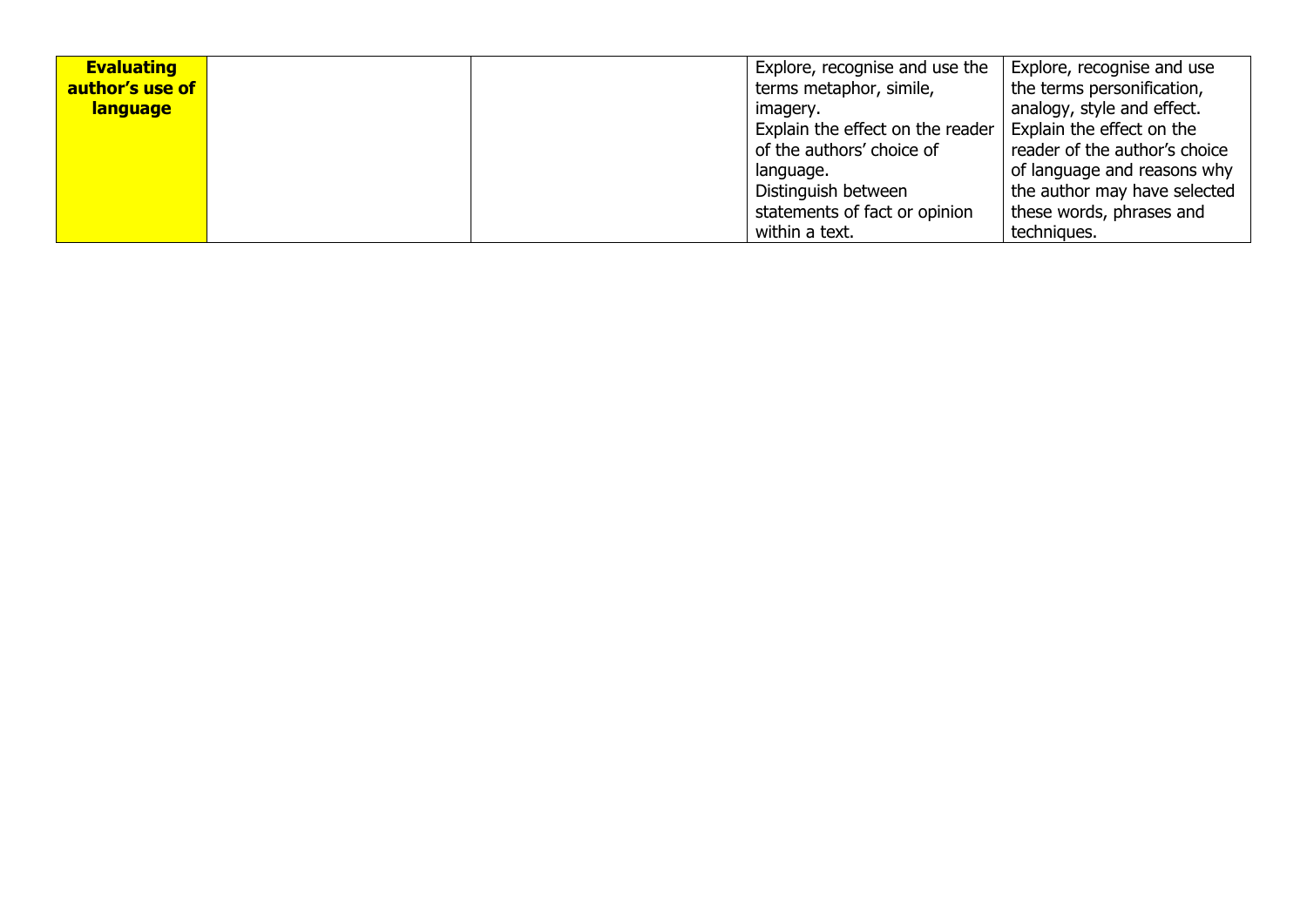| | | | | |
|---|---|---|---|---|
| **Evaluating author's use of language** | | | Explore, recognise and use the terms metaphor, simile, imagery.<br>Explain the effect on the reader of the authors' choice of language.<br>Distinguish between statements of fact or opinion within a text. | Explore, recognise and use the terms personification, analogy, style and effect.<br>Explain the effect on the reader of the author's choice of language and reasons why the author may have selected these words, phrases and techniques. |